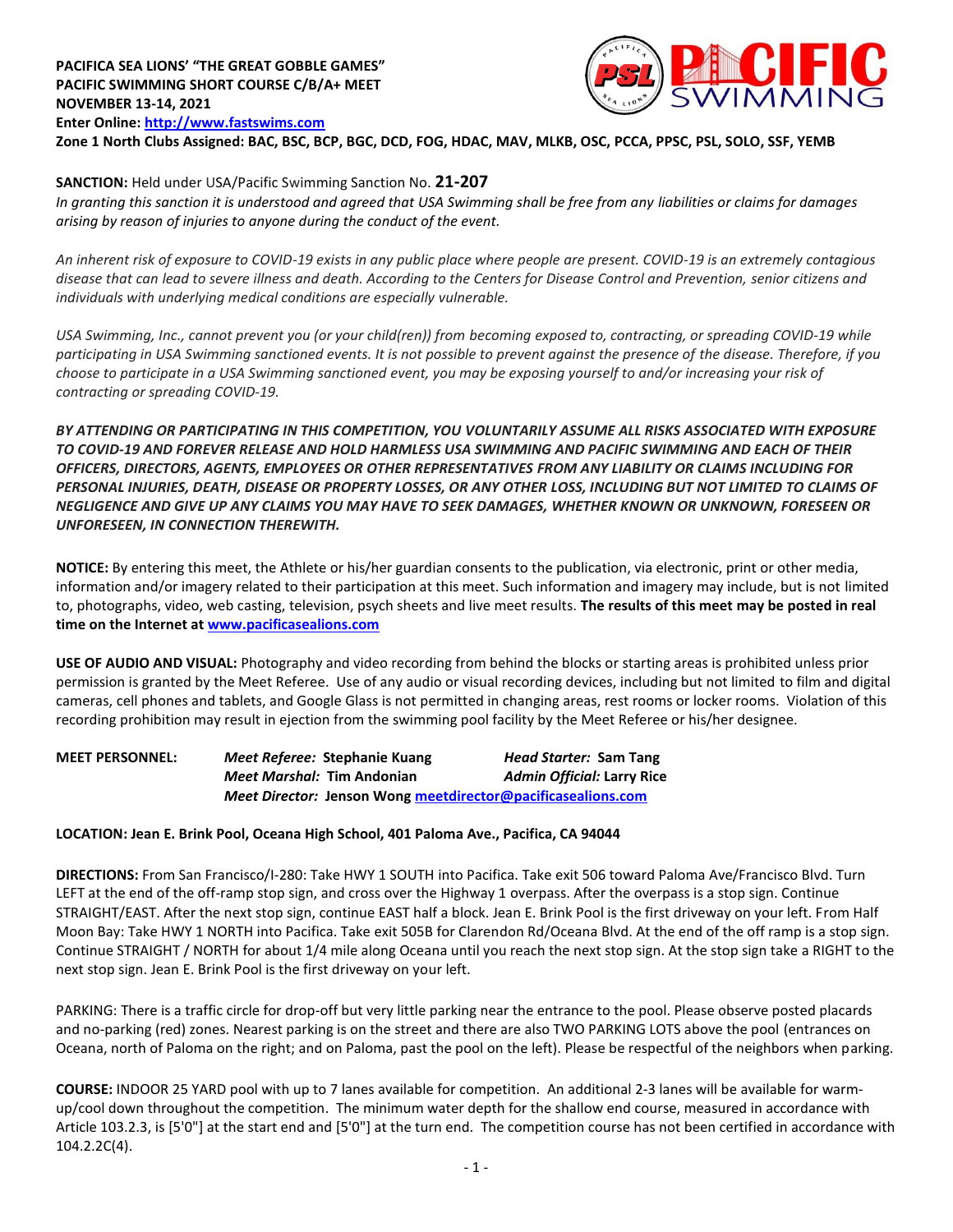**PACIFICA SEA LIONS' "THE GREAT GOBBLE GAMES"**
**PACIFIC SWIMMING SHORT COURSE C/B/A+ MEET**
**NOVEMBER 13-14, 2021**
**Enter Online: [http://www.fastswims.com](http://www.fastswims.com)**
**Zone 1 North Clubs Assigned: BAC, BSC, BCP, BGC, DCD, FOG, HDAC, MAV, MLKB, OSC, PCCA, PPSC, PSL, SOLO, SSF, YEMB**

**SANCTION:** Held under USA/Pacific Swimming Sanction No. **21-207**
*In granting this sanction it is understood and agreed that USA Swimming shall be free from any liabilities or claims for damages arising by reason of injuries to anyone during the conduct of the event.*

*An inherent risk of exposure to COVID-19 exists in any public place where people are present. COVID-19 is an extremely contagious disease that can lead to severe illness and death. According to the Centers for Disease Control and Prevention, senior citizens and individuals with underlying medical conditions are especially vulnerable.*

*USA Swimming, Inc., cannot prevent you (or your child(ren)) from becoming exposed to, contracting, or spreading COVID-19 while participating in USA Swimming sanctioned events. It is not possible to prevent against the presence of the disease. Therefore, if you choose to participate in a USA Swimming sanctioned event, you may be exposing yourself to and/or increasing your risk of contracting or spreading COVID-19.*

***BY ATTENDING OR PARTICIPATING IN THIS COMPETITION, YOU VOLUNTARILY ASSUME ALL RISKS ASSOCIATED WITH EXPOSURE TO COVID-19 AND FOREVER RELEASE AND HOLD HARMLESS USA SWIMMING AND PACIFIC SWIMMING AND EACH OF THEIR OFFICERS, DIRECTORS, AGENTS, EMPLOYEES OR OTHER REPRESENTATIVES FROM ANY LIABILITY OR CLAIMS INCLUDING FOR PERSONAL INJURIES, DEATH, DISEASE OR PROPERTY LOSSES, OR ANY OTHER LOSS, INCLUDING BUT NOT LIMITED TO CLAIMS OF NEGLIGENCE AND GIVE UP ANY CLAIMS YOU MAY HAVE TO SEEK DAMAGES, WHETHER KNOWN OR UNKNOWN, FORESEEN OR UNFORESEEN, IN CONNECTION THEREWITH.***

**NOTICE:** By entering this meet, the Athlete or his/her guardian consents to the publication, via electronic, print or other media, information and/or imagery related to their participation at this meet. Such information and imagery may include, but is not limited to, photographs, video, web casting, television, psych sheets and live meet results. **The results of this meet may be posted in real time on the Internet at [www.pacificasealions.com](www.pacificasealions.com)**

**USE OF AUDIO AND VISUAL:** Photography and video recording from behind the blocks or starting areas is prohibited unless prior permission is granted by the Meet Referee. Use of any audio or visual recording devices, including but not limited to film and digital cameras, cell phones and tablets, and Google Glass is not permitted in changing areas, rest rooms or locker rooms. Violation of this recording prohibition may result in ejection from the swimming pool facility by the Meet Referee or his/her designee.

**MEET PERSONNEL:**
***Meet Referee:*** **Stephanie Kuang** — ***Head Starter:*** **Sam Tang**
***Meet Marshal:*** **Tim Andonian** — ***Admin Official:*** **Larry Rice**
***Meet Director:*** **Jenson Wong [meetdirector@pacificasealions.com](mailto:meetdirector@pacificasealions.com)**

**LOCATION: Jean E. Brink Pool, Oceana High School, 401 Paloma Ave., Pacifica, CA 94044**

**DIRECTIONS:** From San Francisco/I-280: Take HWY 1 SOUTH into Pacifica. Take exit 506 toward Paloma Ave/Francisco Blvd. Turn LEFT at the end of the off-ramp stop sign, and cross over the Highway 1 overpass. After the overpass is a stop sign. Continue STRAIGHT/EAST. After the next stop sign, continue EAST half a block. Jean E. Brink Pool is the first driveway on your left. From Half Moon Bay: Take HWY 1 NORTH into Pacifica. Take exit 505B for Clarendon Rd/Oceana Blvd. At the end of the off ramp is a stop sign. Continue STRAIGHT / NORTH for about 1/4 mile along Oceana until you reach the next stop sign. At the stop sign take a RIGHT to the next stop sign. Jean E. Brink Pool is the first driveway on your left.

PARKING: There is a traffic circle for drop-off but very little parking near the entrance to the pool. Please observe posted placards and no-parking (red) zones. Nearest parking is on the street and there are also TWO PARKING LOTS above the pool (entrances on Oceana, north of Paloma on the right; and on Paloma, past the pool on the left). Please be respectful of the neighbors when parking.

**COURSE:** INDOOR 25 YARD pool with up to 7 lanes available for competition. An additional 2-3 lanes will be available for warm-up/cool down throughout the competition. The minimum water depth for the shallow end course, measured in accordance with Article 103.2.3, is [5'0"] at the start end and [5'0"] at the turn end. The competition course has not been certified in accordance with 104.2.2C(4).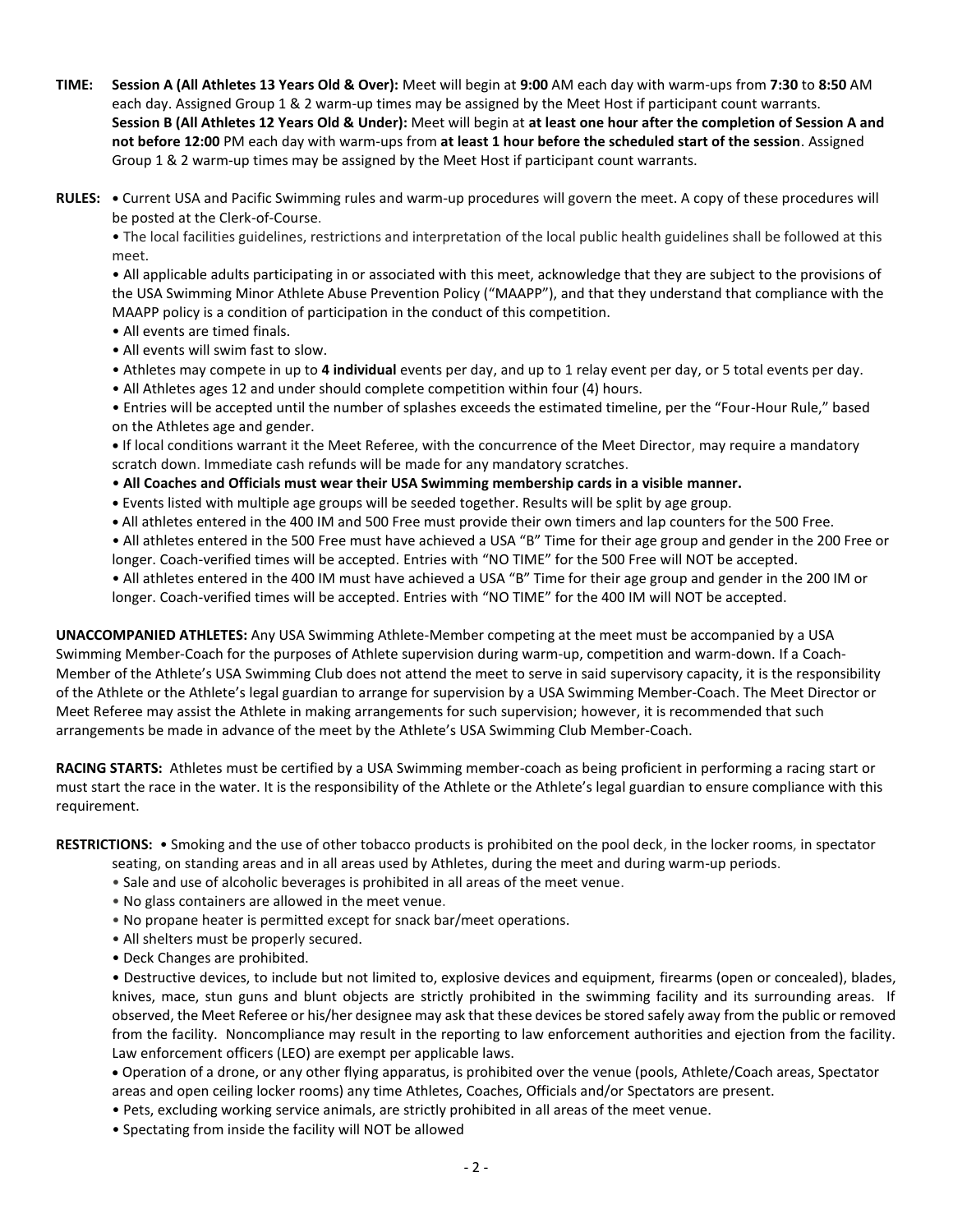**TIME:** **Session A (All Athletes 13 Years Old & Over):** Meet will begin at **9:00** AM each day with warm-ups from **7:30** to **8:50** AM each day. Assigned Group 1 & 2 warm-up times may be assigned by the Meet Host if participant count warrants.
**Session B (All Athletes 12 Years Old & Under):** Meet will begin at **at least one hour after the completion of Session A and not before 12:00** PM each day with warm-ups from **at least 1 hour before the scheduled start of the session**. Assigned Group 1 & 2 warm-up times may be assigned by the Meet Host if participant count warrants.

**RULES:**
- Current USA and Pacific Swimming rules and warm-up procedures will govern the meet. A copy of these procedures will be posted at the Clerk-of-Course.
- The local facilities guidelines, restrictions and interpretation of the local public health guidelines shall be followed at this meet.
- All applicable adults participating in or associated with this meet, acknowledge that they are subject to the provisions of the USA Swimming Minor Athlete Abuse Prevention Policy ("MAAPP"), and that they understand that compliance with the MAAPP policy is a condition of participation in the conduct of this competition.
- All events are timed finals.
- All events will swim fast to slow.
- Athletes may compete in up to **4 individual** events per day, and up to 1 relay event per day, or 5 total events per day.
- All Athletes ages 12 and under should complete competition within four (4) hours.
- Entries will be accepted until the number of splashes exceeds the estimated timeline, per the "Four-Hour Rule," based on the Athletes age and gender.
- If local conditions warrant it the Meet Referee, with the concurrence of the Meet Director, may require a mandatory scratch down. Immediate cash refunds will be made for any mandatory scratches.
- **All Coaches and Officials must wear their USA Swimming membership cards in a visible manner.**
- Events listed with multiple age groups will be seeded together. Results will be split by age group.
- All athletes entered in the 400 IM and 500 Free must provide their own timers and lap counters for the 500 Free.
- All athletes entered in the 500 Free must have achieved a USA "B" Time for their age group and gender in the 200 Free or longer. Coach-verified times will be accepted. Entries with "NO TIME" for the 500 Free will NOT be accepted.
- All athletes entered in the 400 IM must have achieved a USA "B" Time for their age group and gender in the 200 IM or longer. Coach-verified times will be accepted. Entries with "NO TIME" for the 400 IM will NOT be accepted.

**UNACCOMPANIED ATHLETES:** Any USA Swimming Athlete-Member competing at the meet must be accompanied by a USA Swimming Member-Coach for the purposes of Athlete supervision during warm-up, competition and warm-down. If a Coach-Member of the Athlete's USA Swimming Club does not attend the meet to serve in said supervisory capacity, it is the responsibility of the Athlete or the Athlete's legal guardian to arrange for supervision by a USA Swimming Member-Coach. The Meet Director or Meet Referee may assist the Athlete in making arrangements for such supervision; however, it is recommended that such arrangements be made in advance of the meet by the Athlete's USA Swimming Club Member-Coach.

**RACING STARTS:** Athletes must be certified by a USA Swimming member-coach as being proficient in performing a racing start or must start the race in the water. It is the responsibility of the Athlete or the Athlete's legal guardian to ensure compliance with this requirement.

**RESTRICTIONS:**
- Smoking and the use of other tobacco products is prohibited on the pool deck, in the locker rooms, in spectator seating, on standing areas and in all areas used by Athletes, during the meet and during warm-up periods.
- Sale and use of alcoholic beverages is prohibited in all areas of the meet venue.
- No glass containers are allowed in the meet venue.
- No propane heater is permitted except for snack bar/meet operations.
- All shelters must be properly secured.
- Deck Changes are prohibited.
- Destructive devices, to include but not limited to, explosive devices and equipment, firearms (open or concealed), blades, knives, mace, stun guns and blunt objects are strictly prohibited in the swimming facility and its surrounding areas. If observed, the Meet Referee or his/her designee may ask that these devices be stored safely away from the public or removed from the facility. Noncompliance may result in the reporting to law enforcement authorities and ejection from the facility. Law enforcement officers (LEO) are exempt per applicable laws.
- Operation of a drone, or any other flying apparatus, is prohibited over the venue (pools, Athlete/Coach areas, Spectator areas and open ceiling locker rooms) any time Athletes, Coaches, Officials and/or Spectators are present.
- Pets, excluding working service animals, are strictly prohibited in all areas of the meet venue.
- Spectating from inside the facility will NOT be allowed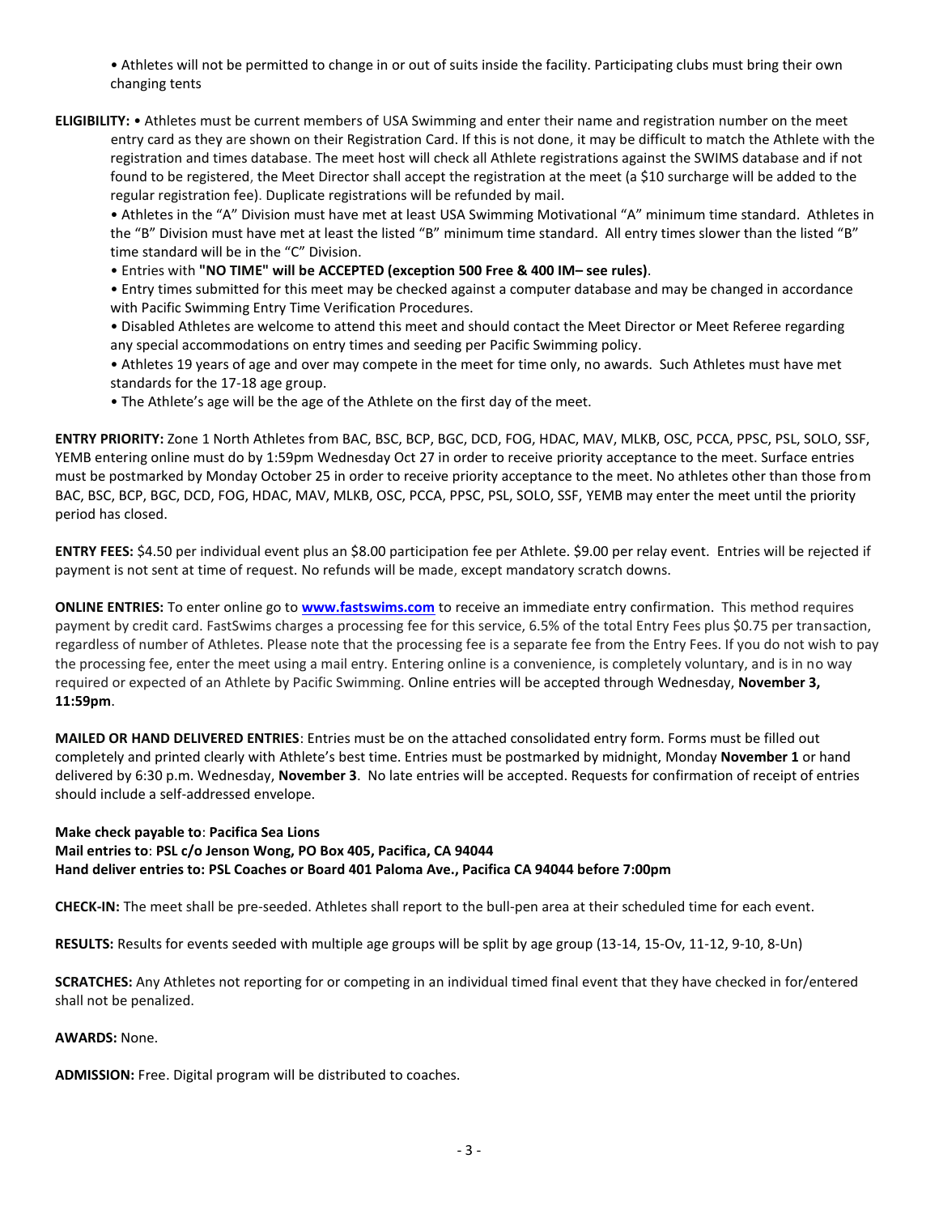• Athletes will not be permitted to change in or out of suits inside the facility. Participating clubs must bring their own changing tents

**ELIGIBILITY:** • Athletes must be current members of USA Swimming and enter their name and registration number on the meet entry card as they are shown on their Registration Card. If this is not done, it may be difficult to match the Athlete with the registration and times database. The meet host will check all Athlete registrations against the SWIMS database and if not found to be registered, the Meet Director shall accept the registration at the meet (a $10 surcharge will be added to the regular registration fee). Duplicate registrations will be refunded by mail.

• Athletes in the "A" Division must have met at least USA Swimming Motivational "A" minimum time standard. Athletes in the "B" Division must have met at least the listed "B" minimum time standard. All entry times slower than the listed "B" time standard will be in the "C" Division.

• Entries with **"NO TIME" will be ACCEPTED (exception 500 Free & 400 IM– see rules)**.

• Entry times submitted for this meet may be checked against a computer database and may be changed in accordance with Pacific Swimming Entry Time Verification Procedures.

• Disabled Athletes are welcome to attend this meet and should contact the Meet Director or Meet Referee regarding any special accommodations on entry times and seeding per Pacific Swimming policy.

• Athletes 19 years of age and over may compete in the meet for time only, no awards. Such Athletes must have met standards for the 17-18 age group.

• The Athlete's age will be the age of the Athlete on the first day of the meet.

**ENTRY PRIORITY:** Zone 1 North Athletes from BAC, BSC, BCP, BGC, DCD, FOG, HDAC, MAV, MLKB, OSC, PCCA, PPSC, PSL, SOLO, SSF, YEMB entering online must do by 1:59pm Wednesday Oct 27 in order to receive priority acceptance to the meet. Surface entries must be postmarked by Monday October 25 in order to receive priority acceptance to the meet. No athletes other than those from BAC, BSC, BCP, BGC, DCD, FOG, HDAC, MAV, MLKB, OSC, PCCA, PPSC, PSL, SOLO, SSF, YEMB may enter the meet until the priority period has closed.

**ENTRY FEES:** $4.50 per individual event plus an $8.00 participation fee per Athlete. $9.00 per relay event. Entries will be rejected if payment is not sent at time of request. No refunds will be made, except mandatory scratch downs.

**ONLINE ENTRIES:** To enter online go to **www.fastswims.com** to receive an immediate entry confirmation. This method requires payment by credit card. FastSwims charges a processing fee for this service, 6.5% of the total Entry Fees plus $0.75 per transaction, regardless of number of Athletes. Please note that the processing fee is a separate fee from the Entry Fees. If you do not wish to pay the processing fee, enter the meet using a mail entry. Entering online is a convenience, is completely voluntary, and is in no way required or expected of an Athlete by Pacific Swimming. Online entries will be accepted through Wednesday, **November 3, 11:59pm**.

**MAILED OR HAND DELIVERED ENTRIES**: Entries must be on the attached consolidated entry form. Forms must be filled out completely and printed clearly with Athlete's best time. Entries must be postmarked by midnight, Monday **November 1** or hand delivered by 6:30 p.m. Wednesday, **November 3**. No late entries will be accepted. Requests for confirmation of receipt of entries should include a self-addressed envelope.

**Make check payable to**: **Pacifica Sea Lions**
**Mail entries to**: **PSL c/o Jenson Wong, PO Box 405, Pacifica, CA 94044**
**Hand deliver entries to: PSL Coaches or Board 401 Paloma Ave., Pacifica CA 94044 before 7:00pm**

**CHECK-IN:** The meet shall be pre-seeded. Athletes shall report to the bull-pen area at their scheduled time for each event.

**RESULTS:** Results for events seeded with multiple age groups will be split by age group (13-14, 15-Ov, 11-12, 9-10, 8-Un)

**SCRATCHES:** Any Athletes not reporting for or competing in an individual timed final event that they have checked in for/entered shall not be penalized.

**AWARDS:** None.

**ADMISSION:** Free. Digital program will be distributed to coaches.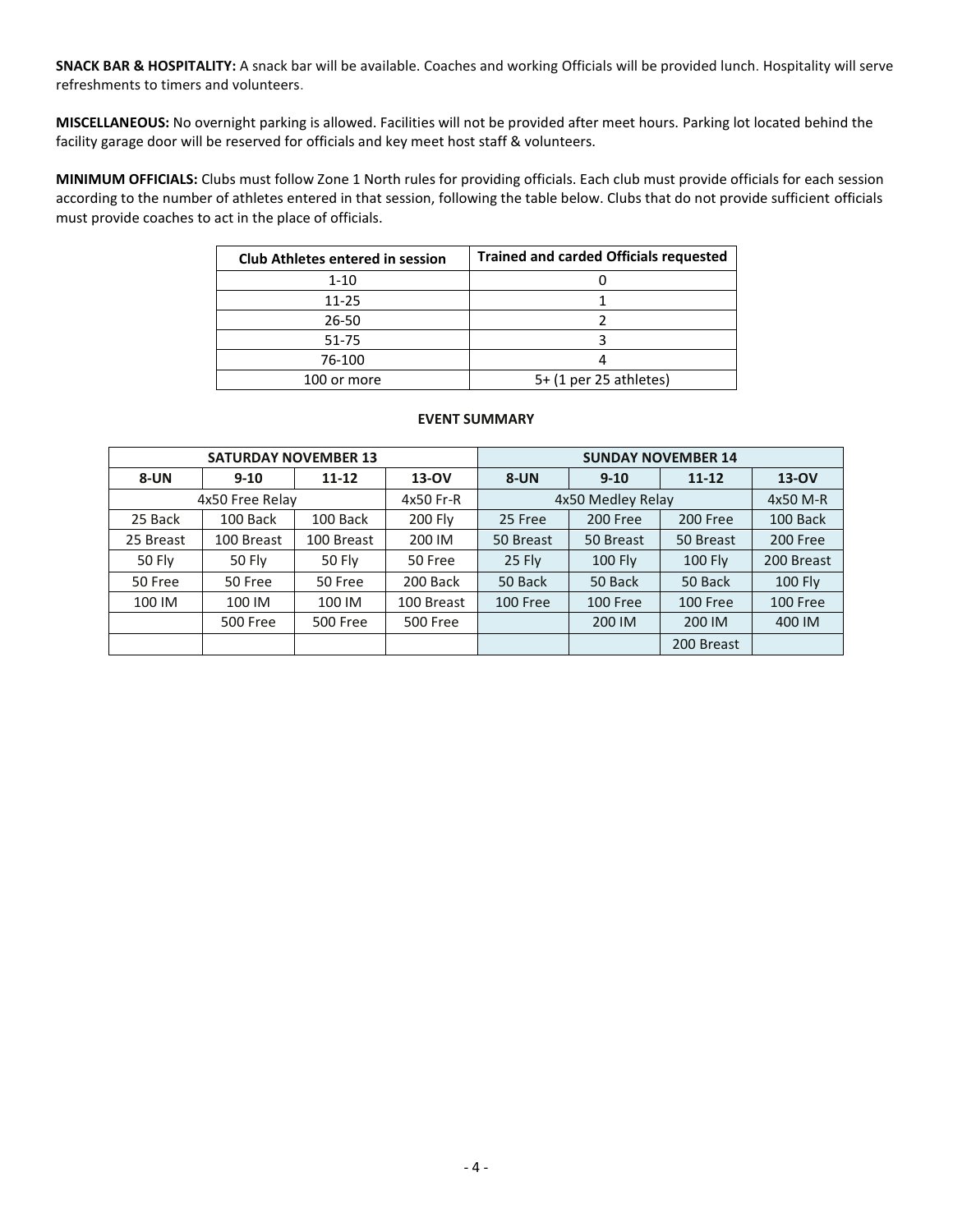**SNACK BAR & HOSPITALITY:** A snack bar will be available. Coaches and working Officials will be provided lunch. Hospitality will serve refreshments to timers and volunteers.

**MISCELLANEOUS:** No overnight parking is allowed. Facilities will not be provided after meet hours. Parking lot located behind the facility garage door will be reserved for officials and key meet host staff & volunteers.

**MINIMUM OFFICIALS:** Clubs must follow Zone 1 North rules for providing officials. Each club must provide officials for each session according to the number of athletes entered in that session, following the table below. Clubs that do not provide sufficient officials must provide coaches to act in the place of officials.

| Club Athletes entered in session | Trained and carded Officials requested |
|---|---|
| 1-10 | 0 |
| 11-25 | 1 |
| 26-50 | 2 |
| 51-75 | 3 |
| 76-100 | 4 |
| 100 or more | 5+ (1 per 25 athletes) |

**EVENT SUMMARY**

| SATURDAY NOVEMBER 13 | | | | SUNDAY NOVEMBER 14 | | | |
|---|---|---|---|---|---|---|---|
| **8-UN** | **9-10** | **11-12** | **13-OV** | **8-UN** | **9-10** | **11-12** | **13-OV** |
| 4x50 Free Relay | | | 4x50 Fr-R | 4x50 Medley Relay | | | 4x50 M-R |
| 25 Back | 100 Back | 100 Back | 200 Fly | 25 Free | 200 Free | 200 Free | 100 Back |
| 25 Breast | 100 Breast | 100 Breast | 200 IM | 50 Breast | 50 Breast | 50 Breast | 200 Free |
| 50 Fly | 50 Fly | 50 Fly | 50 Free | 25 Fly | 100 Fly | 100 Fly | 200 Breast |
| 50 Free | 50 Free | 50 Free | 200 Back | 50 Back | 50 Back | 50 Back | 100 Fly |
| 100 IM | 100 IM | 100 IM | 100 Breast | 100 Free | 100 Free | 100 Free | 100 Free |
| | 500 Free | 500 Free | 500 Free | | 200 IM | 200 IM | 400 IM |
| | | | | | | 200 Breast | |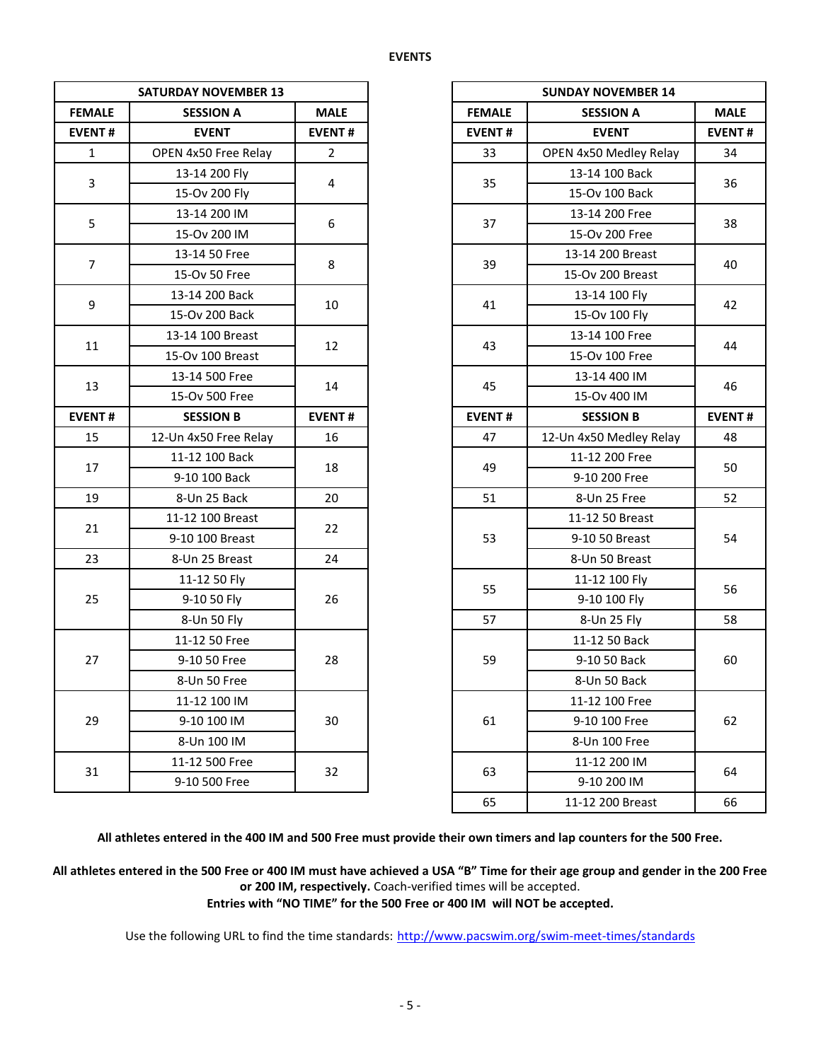## EVENTS

| SATURDAY NOVEMBER 13 | | |
|---|---|---|
| **FEMALE** | **SESSION A** | **MALE** |
| **EVENT #** | **EVENT** | **EVENT #** |
| 1 | OPEN 4x50 Free Relay | 2 |
| 3 | 13-14 200 Fly | 4 |
| | 15-Ov 200 Fly | |
| 5 | 13-14 200 IM | 6 |
| | 15-Ov 200 IM | |
| 7 | 13-14 50 Free | 8 |
| | 15-Ov 50 Free | |
| 9 | 13-14 200 Back | 10 |
| | 15-Ov 200 Back | |
| 11 | 13-14 100 Breast | 12 |
| | 15-Ov 100 Breast | |
| 13 | 13-14 500 Free | 14 |
| | 15-Ov 500 Free | |
| **EVENT #** | **SESSION B** | **EVENT #** |
| 15 | 12-Un 4x50 Free Relay | 16 |
| 17 | 11-12 100 Back | 18 |
| | 9-10 100 Back | |
| 19 | 8-Un 25 Back | 20 |
| 21 | 11-12 100 Breast | 22 |
| | 9-10 100 Breast | |
| 23 | 8-Un 25 Breast | 24 |
| 25 | 11-12 50 Fly | 26 |
| | 9-10 50 Fly | |
| | 8-Un 50 Fly | |
| 27 | 11-12 50 Free | 28 |
| | 9-10 50 Free | |
| | 8-Un 50 Free | |
| 29 | 11-12 100 IM | 30 |
| | 9-10 100 IM | |
| | 8-Un 100 IM | |
| 31 | 11-12 500 Free | 32 |
| | 9-10 500 Free | |

| SUNDAY NOVEMBER 14 | | |
|---|---|---|
| **FEMALE** | **SESSION A** | **MALE** |
| **EVENT #** | **EVENT** | **EVENT #** |
| 33 | OPEN 4x50 Medley Relay | 34 |
| 35 | 13-14 100 Back | 36 |
| | 15-Ov 100 Back | |
| 37 | 13-14 200 Free | 38 |
| | 15-Ov 200 Free | |
| 39 | 13-14 200 Breast | 40 |
| | 15-Ov 200 Breast | |
| 41 | 13-14 100 Fly | 42 |
| | 15-Ov 100 Fly | |
| 43 | 13-14 100 Free | 44 |
| | 15-Ov 100 Free | |
| 45 | 13-14 400 IM | 46 |
| | 15-Ov 400 IM | |
| **EVENT #** | **SESSION B** | **EVENT #** |
| 47 | 12-Un 4x50 Medley Relay | 48 |
| 49 | 11-12 200 Free | 50 |
| | 9-10 200 Free | |
| 51 | 8-Un 25 Free | 52 |
| 53 | 11-12 50 Breast | 54 |
| | 9-10 50 Breast | |
| | 8-Un 50 Breast | |
| 55 | 11-12 100 Fly | 56 |
| | 9-10 100 Fly | |
| 57 | 8-Un 25 Fly | 58 |
| 59 | 11-12 50 Back | 60 |
| | 9-10 50 Back | |
| | 8-Un 50 Back | |
| 61 | 11-12 100 Free | 62 |
| | 9-10 100 Free | |
| | 8-Un 100 Free | |
| 63 | 11-12 200 IM | 64 |
| | 9-10 200 IM | |
| 65 | 11-12 200 Breast | 66 |

**All athletes entered in the 400 IM and 500 Free must provide their own timers and lap counters for the 500 Free.**

**All athletes entered in the 500 Free or 400 IM must have achieved a USA "B" Time for their age group and gender in the 200 Free or 200 IM, respectively.** Coach-verified times will be accepted.
**Entries with "NO TIME" for the 500 Free or 400 IM will NOT be accepted.**

Use the following URL to find the time standards: http://www.pacswim.org/swim-meet-times/standards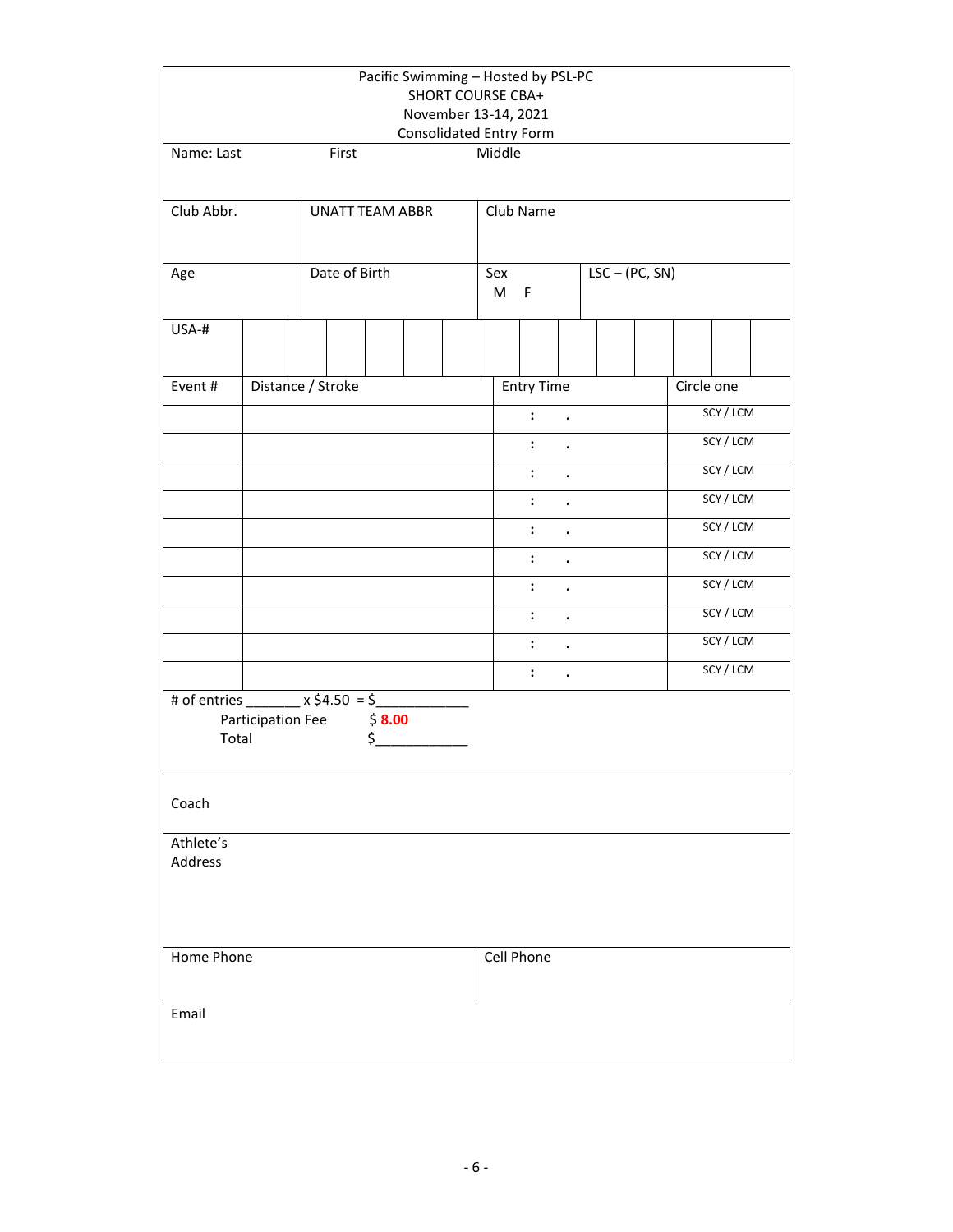Pacific Swimming – Hosted by PSL-PC
SHORT COURSE CBA+
November 13-14, 2021
Consolidated Entry Form

| Name: Last | First | Middle |
|---|---|---|
| | | |

| Club Abbr. | UNATT TEAM ABBR | Club Name |
|---|---|---|
| | | |

| Age | Date of Birth | Sex M F | LSC – (PC, SN) |
|---|---|---|---|
| | | | |

| USA-# | | | | | | | | | | | | | | |
|---|---|---|---|---|---|---|---|---|---|---|---|---|---|---|
| | | | | | | | | | | | | | | |

| Event # | Distance / Stroke | Entry Time | Circle one |
|---|---|---|---|
| | | : . | SCY / LCM |
| | | : . | SCY / LCM |
| | | : . | SCY / LCM |
| | | : . | SCY / LCM |
| | | : . | SCY / LCM |
| | | : . | SCY / LCM |
| | | : . | SCY / LCM |
| | | : . | SCY / LCM |
| | | : . | SCY / LCM |
| | | : . | SCY / LCM |

# of entries _______ x $4.50 = $____________

Participation Fee $ **8.00**

Total $____________

Coach

Athlete's Address

| Home Phone | Cell Phone |
|---|---|
| | |

Email